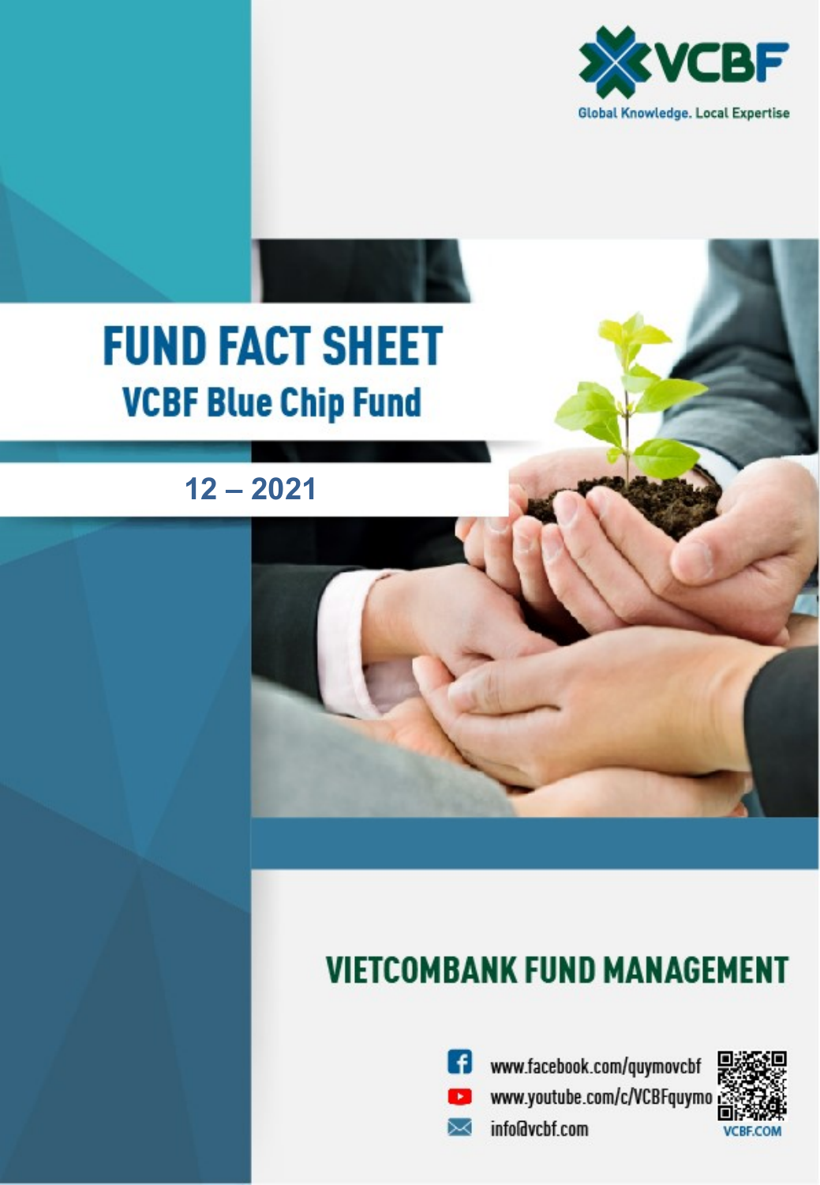VCBF

Global Knowledge. Local Expertise

# FUND FACT SHEET

## VCBF Blue Chip Fund

12 – 2021

## VIETCOMBANK FUND MANAGEMENT

www.facebook.com/quymovcbf

www.youtube.com/c/VCBFquymo

info@vcbf.com

VCBF.COM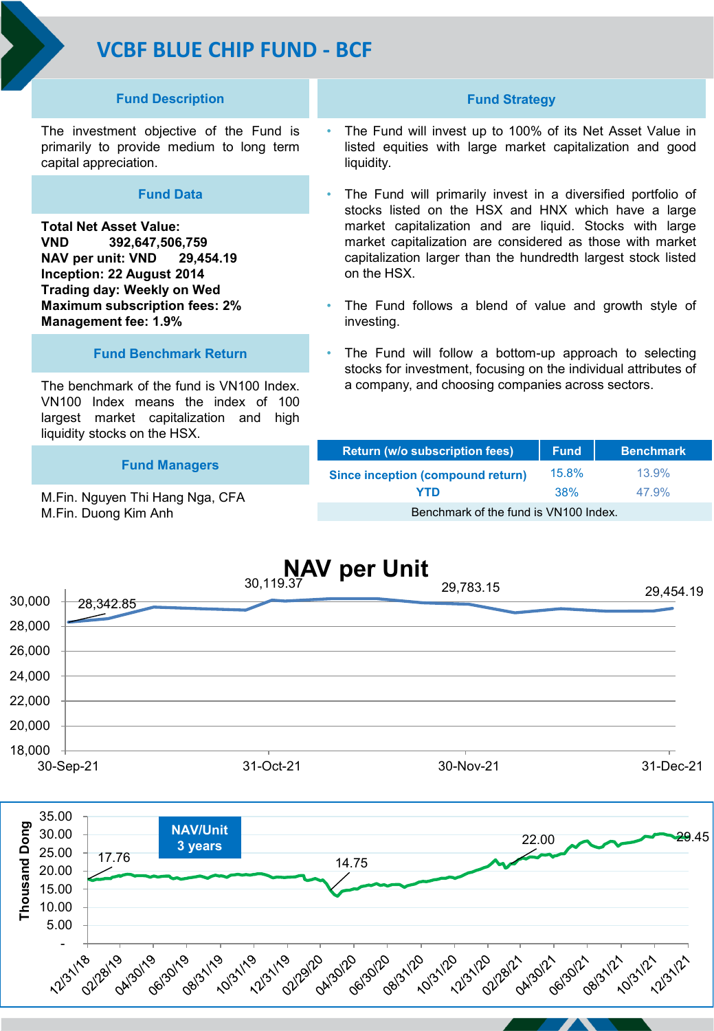# VCBF BLUE CHIP FUND - BCF

## Fund Description

The investment objective of the Fund is primarily to provide medium to long term capital appreciation.

## Fund Data

**Total Net Asset Value:**
**VND 392,647,506,759**
**NAV per unit: VND 29,454.19**
**Inception: 22 August 2014**
**Trading day: Weekly on Wed**
**Maximum subscription fees: 2%**
**Management fee: 1.9%**

## Fund Benchmark Return

The benchmark of the fund is VN100 Index. VN100 Index means the index of 100 largest market capitalization and high liquidity stocks on the HSX.

## Fund Managers

M.Fin. Nguyen Thi Hang Nga, CFA
M.Fin. Duong Kim Anh

## Fund Strategy

- The Fund will invest up to 100% of its Net Asset Value in listed equities with large market capitalization and good liquidity.
- The Fund will primarily invest in a diversified portfolio of stocks listed on the HSX and HNX which have a large market capitalization and are liquid. Stocks with large market capitalization are considered as those with market capitalization larger than the hundredth largest stock listed on the HSX.
- The Fund follows a blend of value and growth style of investing.
- The Fund will follow a bottom-up approach to selecting stocks for investment, focusing on the individual attributes of a company, and choosing companies across sectors.

| Return (w/o subscription fees) | Fund | Benchmark |
| --- | --- | --- |
| Since inception (compound return) | 15.8% | 13.9% |
| YTD | 38% | 47.9% |
| Benchmark of the fund is VN100 Index. | | |

## NAV per Unit

Labels: 28,342.85 (30-Sep-21); 30,119.37 (31-Oct-21); 29,783.15 (30-Nov-21); 29,454.19 (31-Dec-21)

## NAV/Unit 3 years (Thousand Dong)

Labels: 17.76 (12/31/18); 14.75 (04/30/20); 22.00 (02/28/21); 29.45 (12/31/21)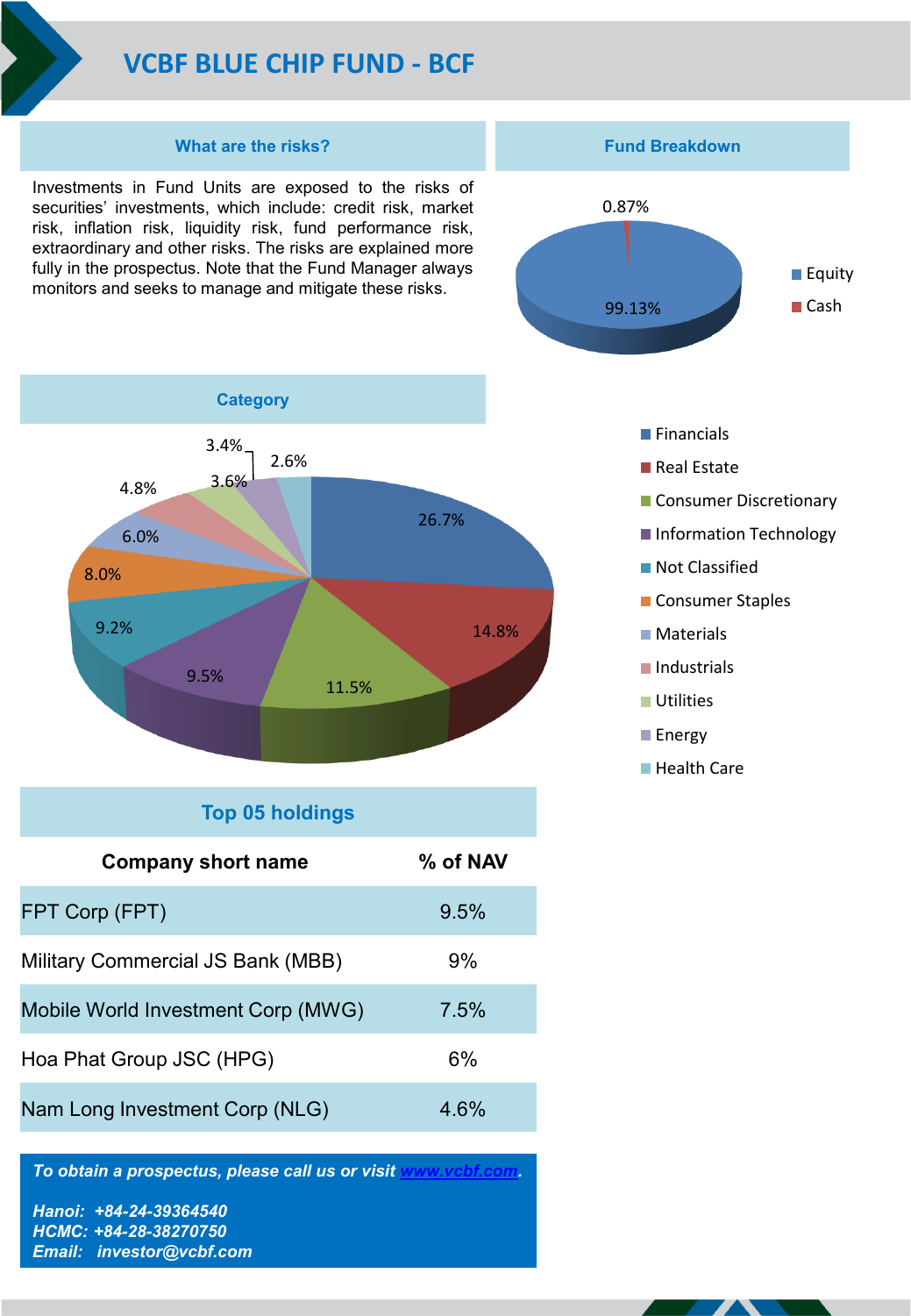# VCBF BLUE CHIP FUND - BCF

## What are the risks?

Investments in Fund Units are exposed to the risks of securities' investments, which include: credit risk, market risk, inflation risk, liquidity risk, fund performance risk, extraordinary and other risks. The risks are explained more fully in the prospectus. Note that the Fund Manager always monitors and seeks to manage and mitigate these risks.

## Fund Breakdown

0.87%

99.13%

Equity

Cash

## Category

26.7%

14.8%

11.5%

9.5%

9.2%

8.0%

6.0%

4.8%

3.6%

3.4%

2.6%

Financials

Real Estate

Consumer Discretionary

Information Technology

Not Classified

Consumer Staples

Materials

Industrials

Utilities

Energy

Health Care

## Top 05 holdings

| Company short name | % of NAV |
|---|---|
| FPT Corp (FPT) | 9.5% |
| Military Commercial JS Bank (MBB) | 9% |
| Mobile World Investment Corp (MWG) | 7.5% |
| Hoa Phat Group JSC (HPG) | 6% |
| Nam Long Investment Corp (NLG) | 4.6% |

***To obtain a prospectus, please call us or visit [www.vcbf.com](http://www.vcbf.com).***

***Hanoi: +84-24-39364540***
***HCMC: +84-28-38270750***
***Email: investor@vcbf.com***